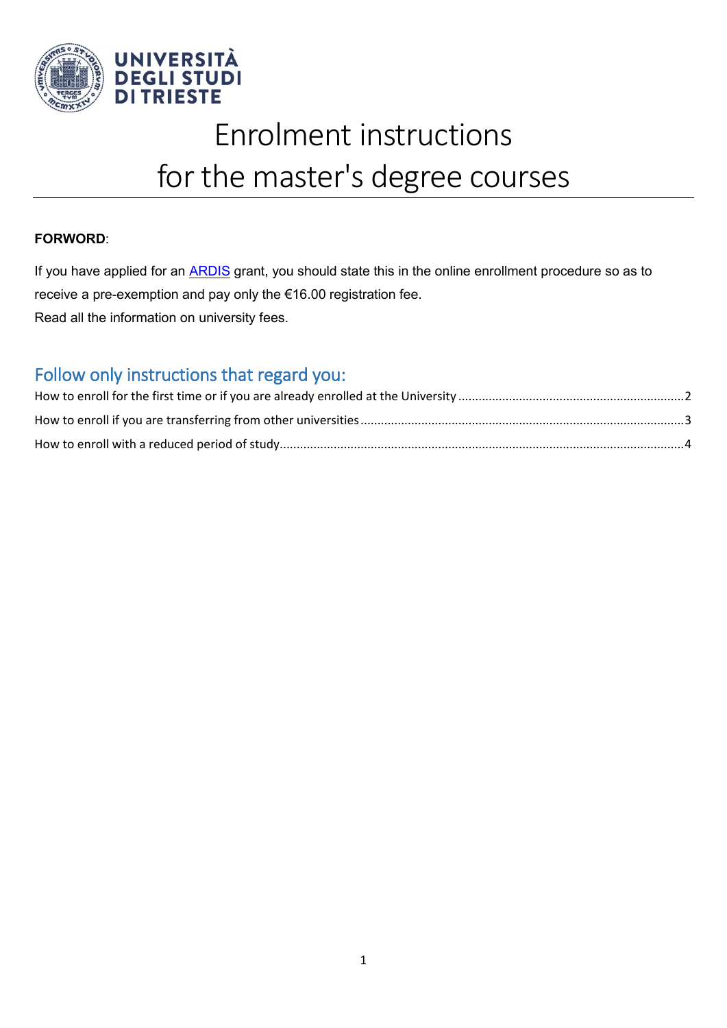UNIVERSITÀ DEGLI STUDI DI TRIESTE

# Enrolment instructions for the master's degree courses

**FORWORD**:

If you have applied for an ARDIS grant, you should state this in the online enrollment procedure so as to receive a pre-exemption and pay only the €16.00 registration fee.
Read all the information on university fees.

## Follow only instructions that regard you:

How to enroll for the first time or if you are already enrolled at the University ..... 2

How to enroll if you are transferring from other universities ..... 3

How to enroll with a reduced period of study ..... 4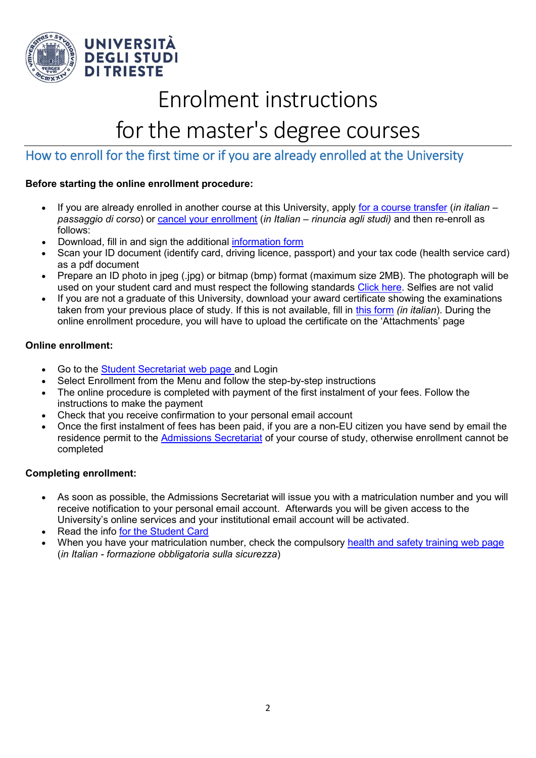# Enrolment instructions for the master's degree courses

## How to enroll for the first time or if you are already enrolled at the University

**Before starting the online enrollment procedure:**

- If you are already enrolled in another course at this University, apply for a course transfer (*in italian – passaggio di corso*) or cancel your enrollment (*in Italian – rinuncia agli studi)* and then re-enroll as follows:
- Download, fill in and sign the additional information form
- Scan your ID document (identify card, driving licence, passport) and your tax code (health service card) as a pdf document
- Prepare an ID photo in jpeg (.jpg) or bitmap (bmp) format (maximum size 2MB). The photograph will be used on your student card and must respect the following standards Click here. Selfies are not valid
- If you are not a graduate of this University, download your award certificate showing the examinations taken from your previous place of study. If this is not available, fill in this form *(in italian*). During the online enrollment procedure, you will have to upload the certificate on the 'Attachments' page

**Online enrollment:**

- Go to the Student Secretariat web page and Login
- Select Enrollment from the Menu and follow the step-by-step instructions
- The online procedure is completed with payment of the first instalment of your fees. Follow the instructions to make the payment
- Check that you receive confirmation to your personal email account
- Once the first instalment of fees has been paid, if you are a non-EU citizen you have send by email the residence permit to the Admissions Secretariat of your course of study, otherwise enrollment cannot be completed

**Completing enrollment:**

- As soon as possible, the Admissions Secretariat will issue you with a matriculation number and you will receive notification to your personal email account. Afterwards you will be given access to the University's online services and your institutional email account will be activated.
- Read the info for the Student Card
- When you have your matriculation number, check the compulsory health and safety training web page (*in Italian - formazione obbligatoria sulla sicurezza*)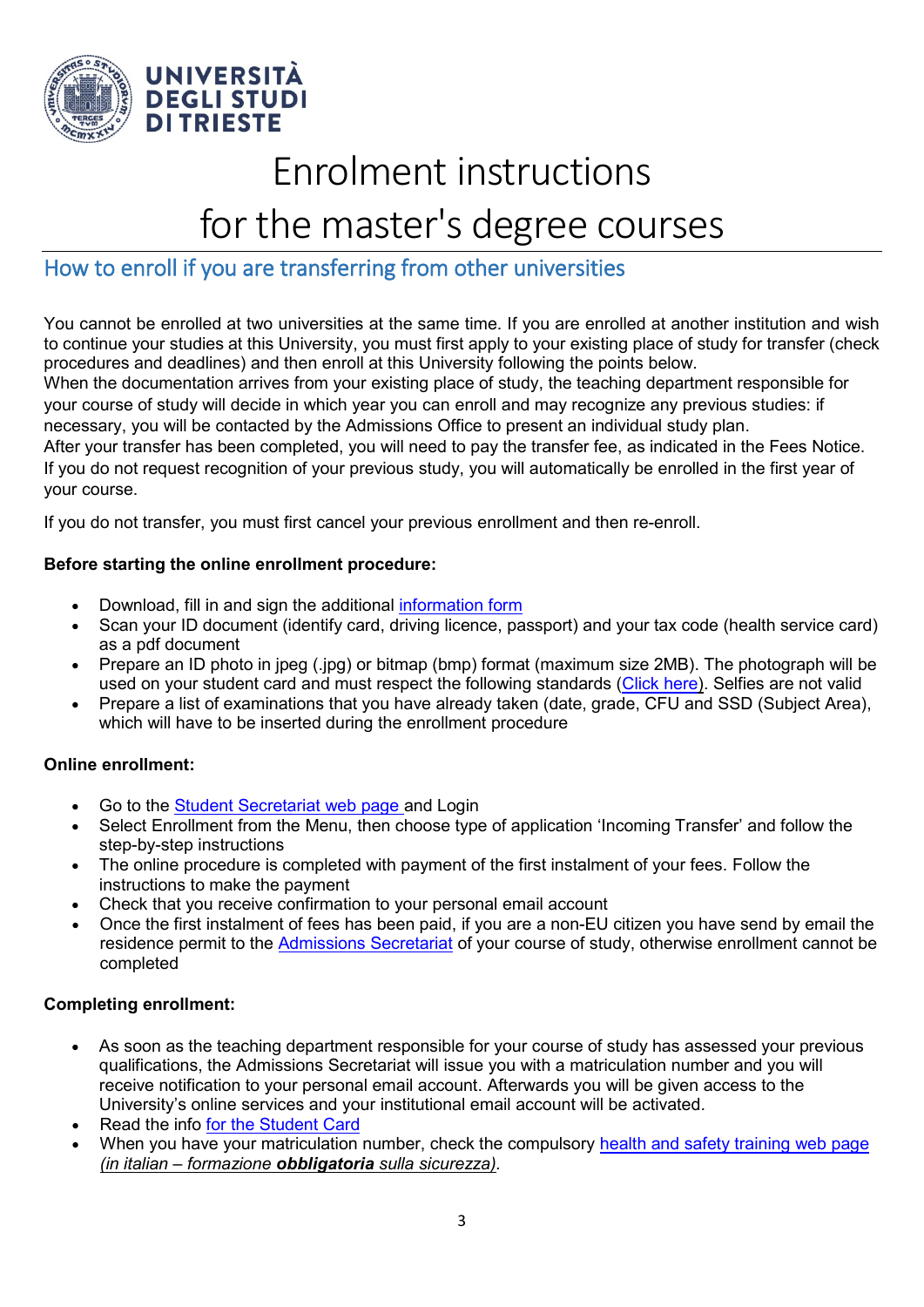UNIVERSITÀ DEGLI STUDI DI TRIESTE

# Enrolment instructions for the master's degree courses

## How to enroll if you are transferring from other universities

You cannot be enrolled at two universities at the same time. If you are enrolled at another institution and wish to continue your studies at this University, you must first apply to your existing place of study for transfer (check procedures and deadlines) and then enroll at this University following the points below.
When the documentation arrives from your existing place of study, the teaching department responsible for your course of study will decide in which year you can enroll and may recognize any previous studies: if necessary, you will be contacted by the Admissions Office to present an individual study plan.
After your transfer has been completed, you will need to pay the transfer fee, as indicated in the Fees Notice.
If you do not request recognition of your previous study, you will automatically be enrolled in the first year of your course.

If you do not transfer, you must first cancel your previous enrollment and then re-enroll.

**Before starting the online enrollment procedure:**

- Download, fill in and sign the additional information form
- Scan your ID document (identify card, driving licence, passport) and your tax code (health service card) as a pdf document
- Prepare an ID photo in jpeg (.jpg) or bitmap (bmp) format (maximum size 2MB). The photograph will be used on your student card and must respect the following standards (Click here). Selfies are not valid
- Prepare a list of examinations that you have already taken (date, grade, CFU and SSD (Subject Area), which will have to be inserted during the enrollment procedure

**Online enrollment:**

- Go to the Student Secretariat web page and Login
- Select Enrollment from the Menu, then choose type of application 'Incoming Transfer' and follow the step-by-step instructions
- The online procedure is completed with payment of the first instalment of your fees. Follow the instructions to make the payment
- Check that you receive confirmation to your personal email account
- Once the first instalment of fees has been paid, if you are a non-EU citizen you have send by email the residence permit to the Admissions Secretariat of your course of study, otherwise enrollment cannot be completed

**Completing enrollment:**

- As soon as the teaching department responsible for your course of study has assessed your previous qualifications, the Admissions Secretariat will issue you with a matriculation number and you will receive notification to your personal email account. Afterwards you will be given access to the University's online services and your institutional email account will be activated.
- Read the info for the Student Card
- When you have your matriculation number, check the compulsory health and safety training web page *(in italian – formazione **obbligatoria** sulla sicurezza).*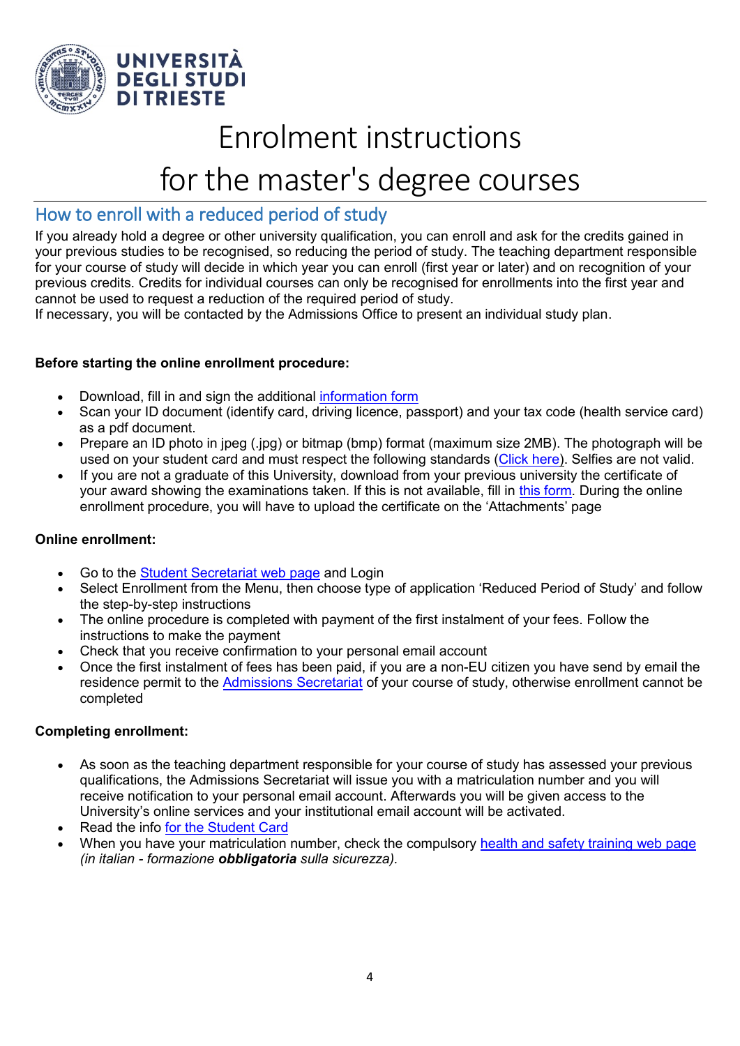# Enrolment instructions for the master's degree courses

## How to enroll with a reduced period of study

If you already hold a degree or other university qualification, you can enroll and ask for the credits gained in your previous studies to be recognised, so reducing the period of study. The teaching department responsible for your course of study will decide in which year you can enroll (first year or later) and on recognition of your previous credits. Credits for individual courses can only be recognised for enrollments into the first year and cannot be used to request a reduction of the required period of study.
If necessary, you will be contacted by the Admissions Office to present an individual study plan.

**Before starting the online enrollment procedure:**

- Download, fill in and sign the additional information form
- Scan your ID document (identify card, driving licence, passport) and your tax code (health service card) as a pdf document.
- Prepare an ID photo in jpeg (.jpg) or bitmap (bmp) format (maximum size 2MB). The photograph will be used on your student card and must respect the following standards (Click here). Selfies are not valid.
- If you are not a graduate of this University, download from your previous university the certificate of your award showing the examinations taken. If this is not available, fill in this form. During the online enrollment procedure, you will have to upload the certificate on the 'Attachments' page

**Online enrollment:**

- Go to the Student Secretariat web page and Login
- Select Enrollment from the Menu, then choose type of application 'Reduced Period of Study' and follow the step-by-step instructions
- The online procedure is completed with payment of the first instalment of your fees. Follow the instructions to make the payment
- Check that you receive confirmation to your personal email account
- Once the first instalment of fees has been paid, if you are a non-EU citizen you have send by email the residence permit to the Admissions Secretariat of your course of study, otherwise enrollment cannot be completed

**Completing enrollment:**

- As soon as the teaching department responsible for your course of study has assessed your previous qualifications, the Admissions Secretariat will issue you with a matriculation number and you will receive notification to your personal email account. Afterwards you will be given access to the University's online services and your institutional email account will be activated.
- Read the info for the Student Card
- When you have your matriculation number, check the compulsory health and safety training web page *(in italian - formazione **obbligatoria** sulla sicurezza).*